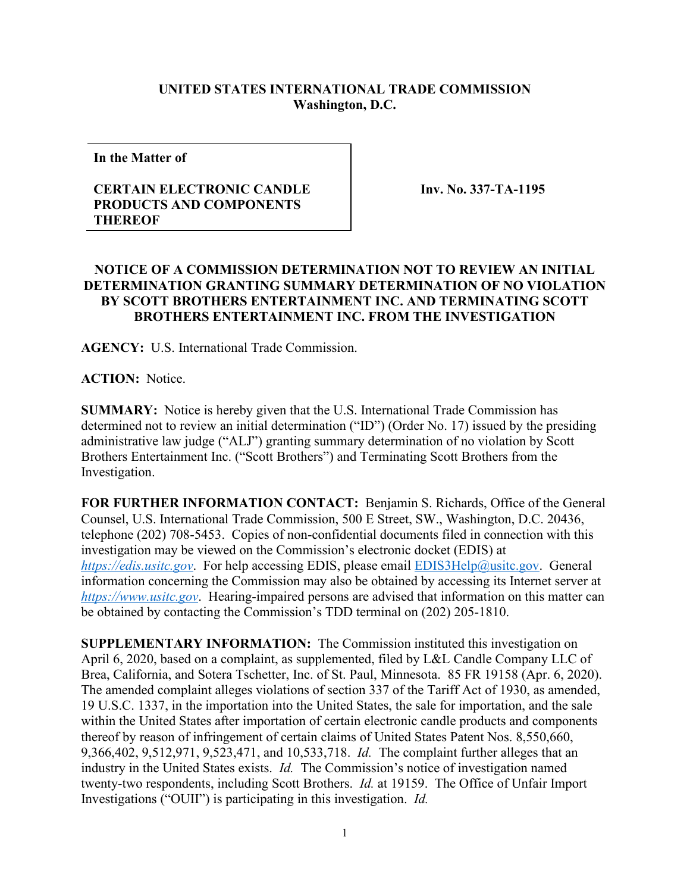**UNITED STATES INTERNATIONAL TRADE COMMISSION**
**Washington, D.C.**

| **In the Matter of**<br><br>**CERTAIN ELECTRONIC CANDLE PRODUCTS AND COMPONENTS THEREOF** | **Inv. No. 337-TA-1195** |
|---|---|

**NOTICE OF A COMMISSION DETERMINATION NOT TO REVIEW AN INITIAL DETERMINATION GRANTING SUMMARY DETERMINATION OF NO VIOLATION BY SCOTT BROTHERS ENTERTAINMENT INC. AND TERMINATING SCOTT BROTHERS ENTERTAINMENT INC. FROM THE INVESTIGATION**

**AGENCY:** U.S. International Trade Commission.

**ACTION:** Notice.

**SUMMARY:** Notice is hereby given that the U.S. International Trade Commission has determined not to review an initial determination ("ID") (Order No. 17) issued by the presiding administrative law judge ("ALJ") granting summary determination of no violation by Scott Brothers Entertainment Inc. ("Scott Brothers") and Terminating Scott Brothers from the Investigation.

**FOR FURTHER INFORMATION CONTACT:** Benjamin S. Richards, Office of the General Counsel, U.S. International Trade Commission, 500 E Street, SW., Washington, D.C. 20436, telephone (202) 708-5453. Copies of non-confidential documents filed in connection with this investigation may be viewed on the Commission's electronic docket (EDIS) at *https://edis.usitc.gov*. For help accessing EDIS, please email EDIS3Help@usitc.gov. General information concerning the Commission may also be obtained by accessing its Internet server at *https://www.usitc.gov*. Hearing-impaired persons are advised that information on this matter can be obtained by contacting the Commission's TDD terminal on (202) 205-1810.

**SUPPLEMENTARY INFORMATION:** The Commission instituted this investigation on April 6, 2020, based on a complaint, as supplemented, filed by L&L Candle Company LLC of Brea, California, and Sotera Tschetter, Inc. of St. Paul, Minnesota. 85 FR 19158 (Apr. 6, 2020). The amended complaint alleges violations of section 337 of the Tariff Act of 1930, as amended, 19 U.S.C. 1337, in the importation into the United States, the sale for importation, and the sale within the United States after importation of certain electronic candle products and components thereof by reason of infringement of certain claims of United States Patent Nos. 8,550,660, 9,366,402, 9,512,971, 9,523,471, and 10,533,718. *Id.* The complaint further alleges that an industry in the United States exists. *Id.* The Commission's notice of investigation named twenty-two respondents, including Scott Brothers. *Id.* at 19159. The Office of Unfair Import Investigations ("OUII") is participating in this investigation. *Id.*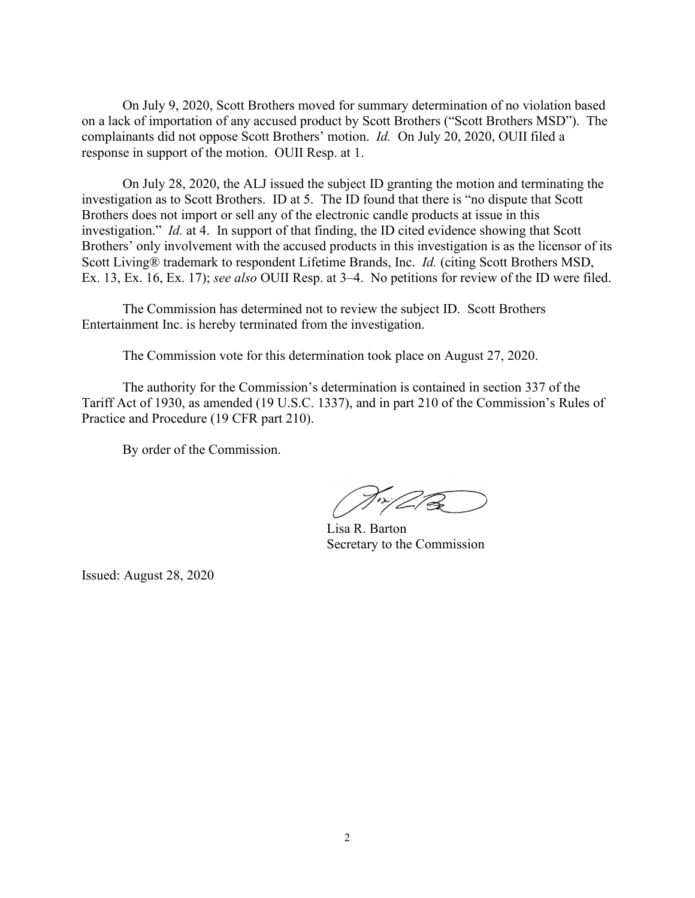On July 9, 2020, Scott Brothers moved for summary determination of no violation based on a lack of importation of any accused product by Scott Brothers ("Scott Brothers MSD"). The complainants did not oppose Scott Brothers' motion. *Id.* On July 20, 2020, OUII filed a response in support of the motion. OUII Resp. at 1.

On July 28, 2020, the ALJ issued the subject ID granting the motion and terminating the investigation as to Scott Brothers. ID at 5. The ID found that there is "no dispute that Scott Brothers does not import or sell any of the electronic candle products at issue in this investigation." *Id.* at 4. In support of that finding, the ID cited evidence showing that Scott Brothers' only involvement with the accused products in this investigation is as the licensor of its Scott Living® trademark to respondent Lifetime Brands, Inc. *Id.* (citing Scott Brothers MSD, Ex. 13, Ex. 16, Ex. 17); *see also* OUII Resp. at 3–4. No petitions for review of the ID were filed.

The Commission has determined not to review the subject ID. Scott Brothers Entertainment Inc. is hereby terminated from the investigation.

The Commission vote for this determination took place on August 27, 2020.

The authority for the Commission's determination is contained in section 337 of the Tariff Act of 1930, as amended (19 U.S.C. 1337), and in part 210 of the Commission's Rules of Practice and Procedure (19 CFR part 210).

By order of the Commission.

Lisa R. Barton
Secretary to the Commission

Issued: August 28, 2020